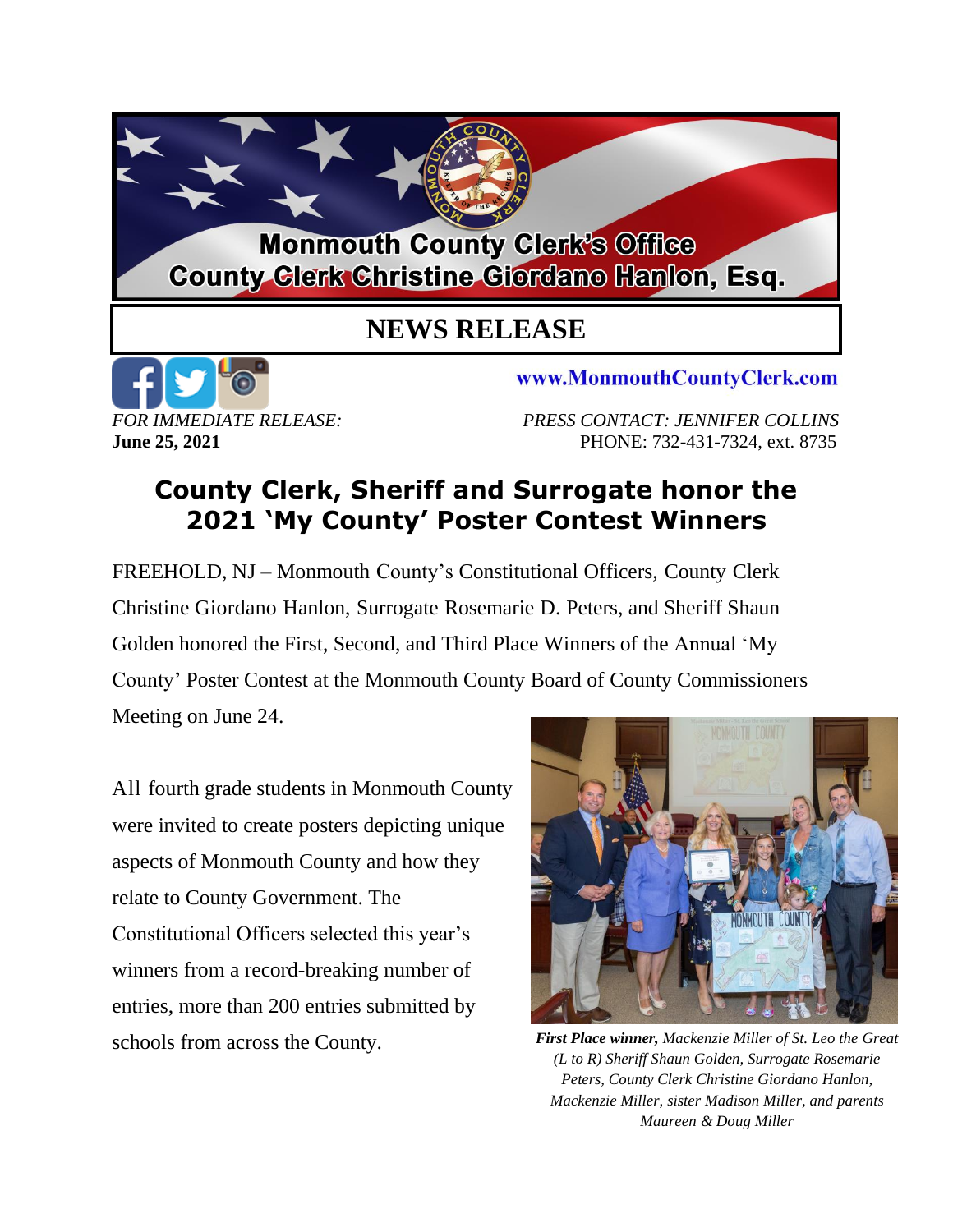**Monmouth County Clerk's Office**
**County Clerk Christine Giordano Hanlon, Esq.**

# NEWS RELEASE

www.MonmouthCountyClerk.com

*FOR IMMEDIATE RELEASE:*
**June 25, 2021**

*PRESS CONTACT: JENNIFER COLLINS*
PHONE: 732-431-7324, ext. 8735

## County Clerk, Sheriff and Surrogate honor the 2021 'My County' Poster Contest Winners

FREEHOLD, NJ – Monmouth County's Constitutional Officers, County Clerk Christine Giordano Hanlon, Surrogate Rosemarie D. Peters, and Sheriff Shaun Golden honored the First, Second, and Third Place Winners of the Annual 'My County' Poster Contest at the Monmouth County Board of County Commissioners Meeting on June 24.

All fourth grade students in Monmouth County were invited to create posters depicting unique aspects of Monmouth County and how they relate to County Government. The Constitutional Officers selected this year's winners from a record-breaking number of entries, more than 200 entries submitted by schools from across the County.

***First Place winner,*** *Mackenzie Miller of St. Leo the Great (L to R) Sheriff Shaun Golden, Surrogate Rosemarie Peters, County Clerk Christine Giordano Hanlon, Mackenzie Miller, sister Madison Miller, and parents Maureen & Doug Miller*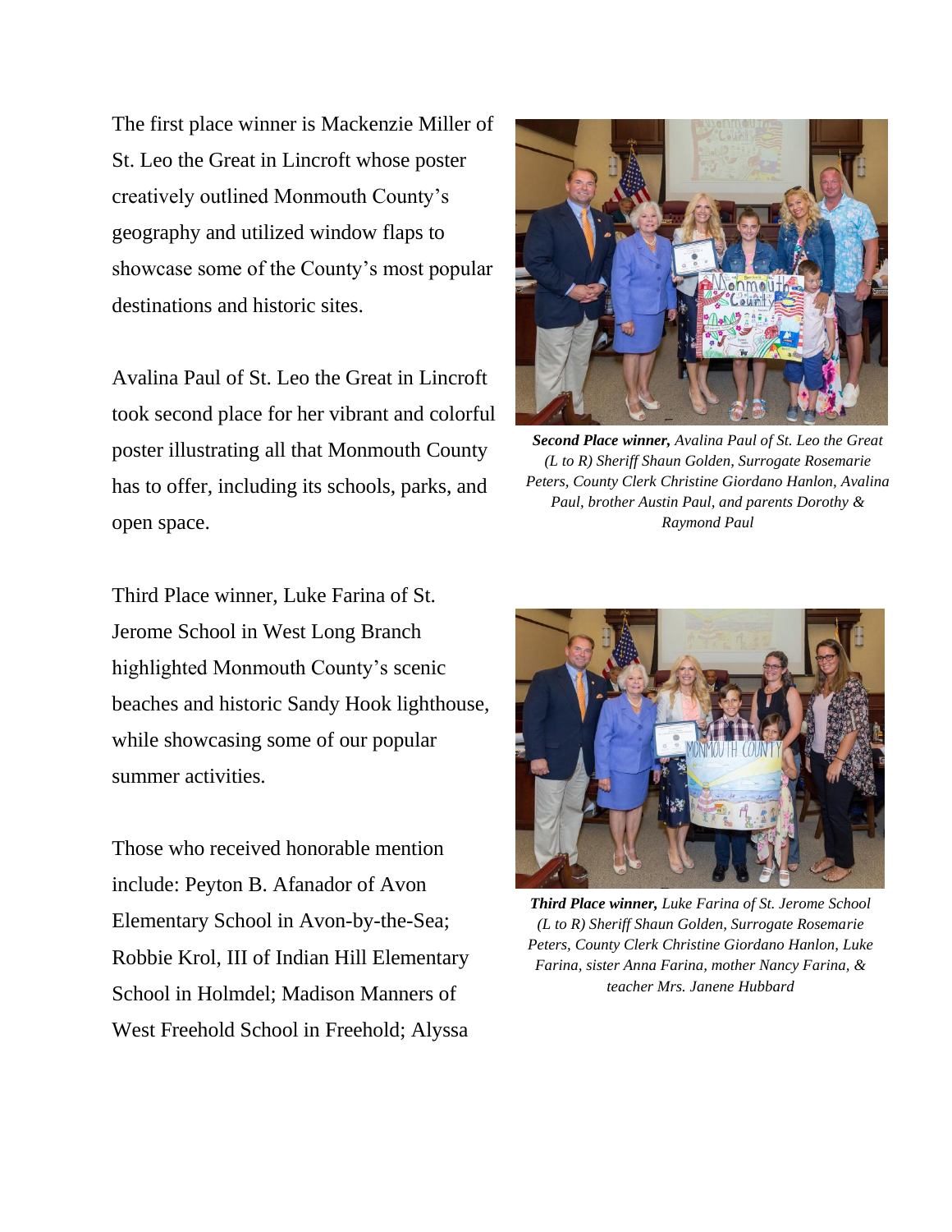The first place winner is Mackenzie Miller of St. Leo the Great in Lincroft whose poster creatively outlined Monmouth County's geography and utilized window flaps to showcase some of the County's most popular destinations and historic sites.

Avalina Paul of St. Leo the Great in Lincroft took second place for her vibrant and colorful poster illustrating all that Monmouth County has to offer, including its schools, parks, and open space.

***Second Place winner,*** *Avalina Paul of St. Leo the Great (L to R) Sheriff Shaun Golden, Surrogate Rosemarie Peters, County Clerk Christine Giordano Hanlon, Avalina Paul, brother Austin Paul, and parents Dorothy & Raymond Paul*

Third Place winner, Luke Farina of St. Jerome School in West Long Branch highlighted Monmouth County's scenic beaches and historic Sandy Hook lighthouse, while showcasing some of our popular summer activities.

***Third Place winner,*** *Luke Farina of St. Jerome School (L to R) Sheriff Shaun Golden, Surrogate Rosemarie Peters, County Clerk Christine Giordano Hanlon, Luke Farina, sister Anna Farina, mother Nancy Farina, & teacher Mrs. Janene Hubbard*

Those who received honorable mention include: Peyton B. Afanador of Avon Elementary School in Avon-by-the-Sea; Robbie Krol, III of Indian Hill Elementary School in Holmdel; Madison Manners of West Freehold School in Freehold; Alyssa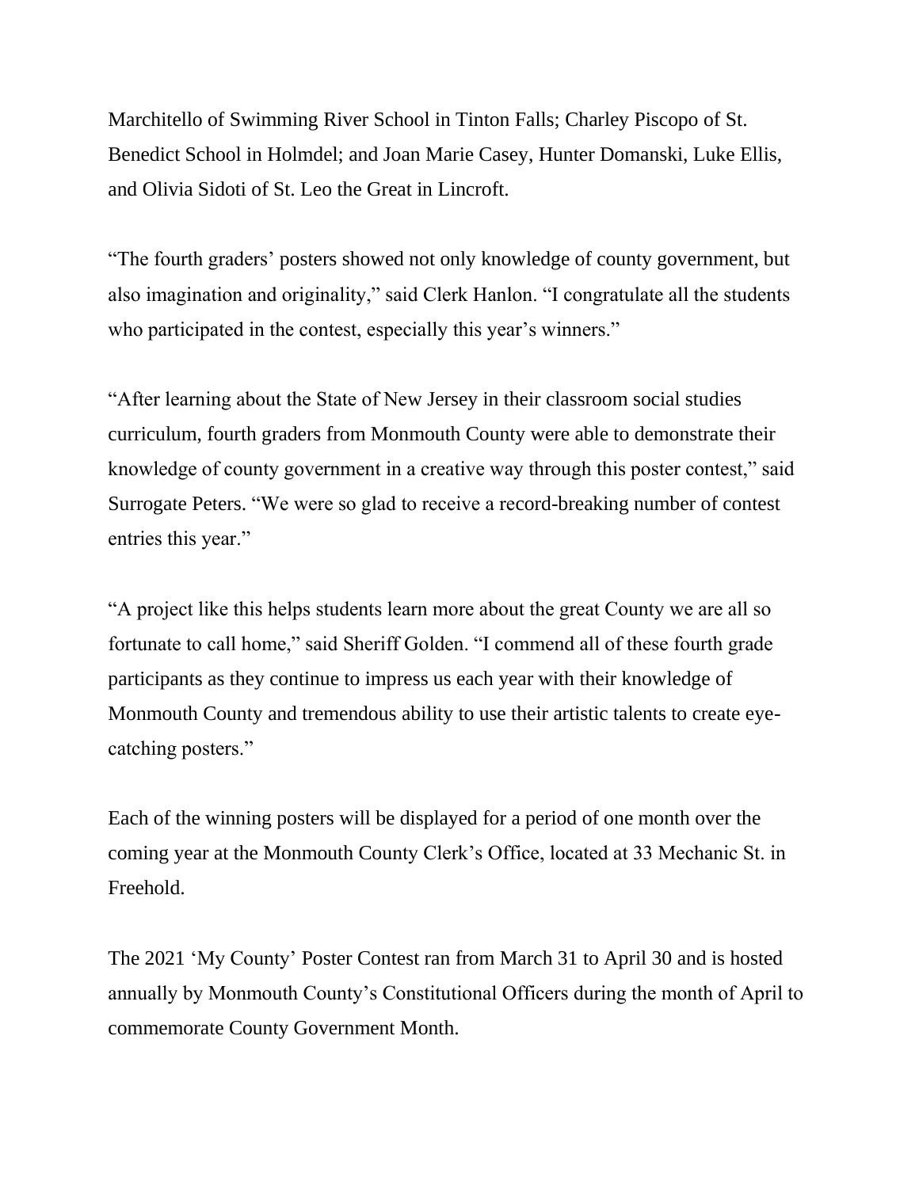Marchitello of Swimming River School in Tinton Falls; Charley Piscopo of St. Benedict School in Holmdel; and Joan Marie Casey, Hunter Domanski, Luke Ellis, and Olivia Sidoti of St. Leo the Great in Lincroft.

"The fourth graders' posters showed not only knowledge of county government, but also imagination and originality," said Clerk Hanlon. "I congratulate all the students who participated in the contest, especially this year's winners."

"After learning about the State of New Jersey in their classroom social studies curriculum, fourth graders from Monmouth County were able to demonstrate their knowledge of county government in a creative way through this poster contest," said Surrogate Peters. "We were so glad to receive a record-breaking number of contest entries this year."

"A project like this helps students learn more about the great County we are all so fortunate to call home," said Sheriff Golden. "I commend all of these fourth grade participants as they continue to impress us each year with their knowledge of Monmouth County and tremendous ability to use their artistic talents to create eye-catching posters."

Each of the winning posters will be displayed for a period of one month over the coming year at the Monmouth County Clerk's Office, located at 33 Mechanic St. in Freehold.

The 2021 'My County' Poster Contest ran from March 31 to April 30 and is hosted annually by Monmouth County's Constitutional Officers during the month of April to commemorate County Government Month.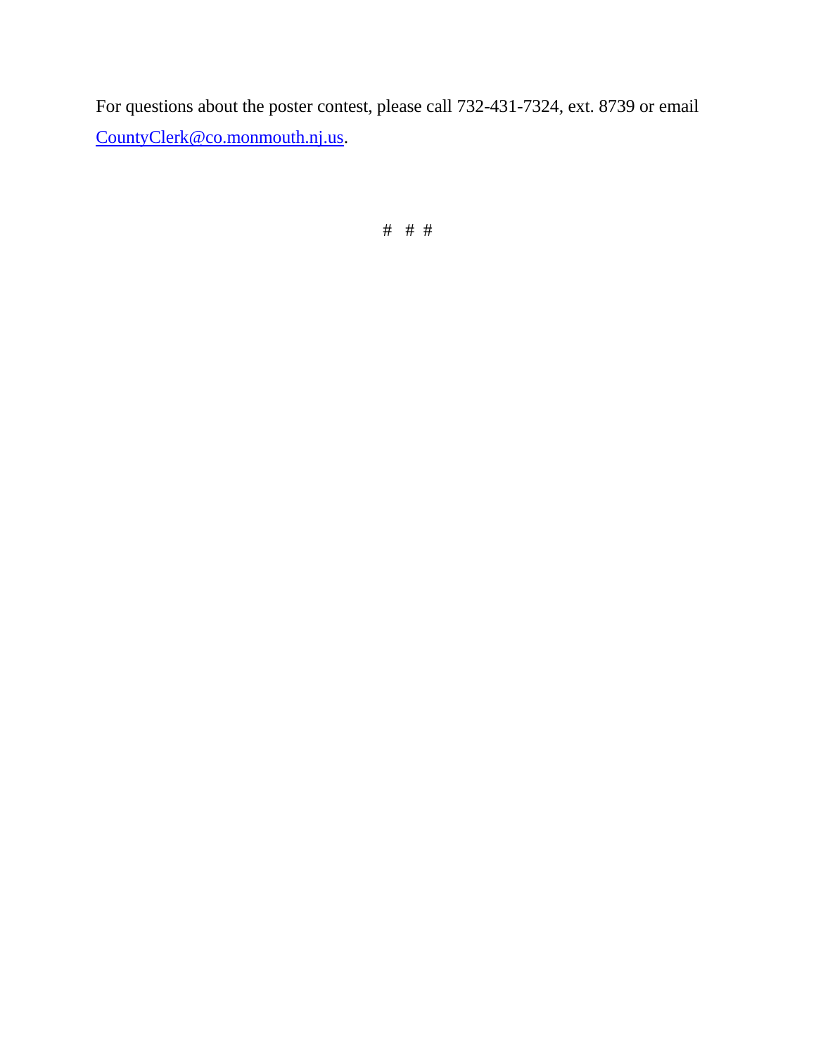For questions about the poster contest, please call 732-431-7324, ext. 8739 or email [CountyClerk@co.monmouth.nj.us](mailto:CountyClerk@co.monmouth.nj.us).

# # #